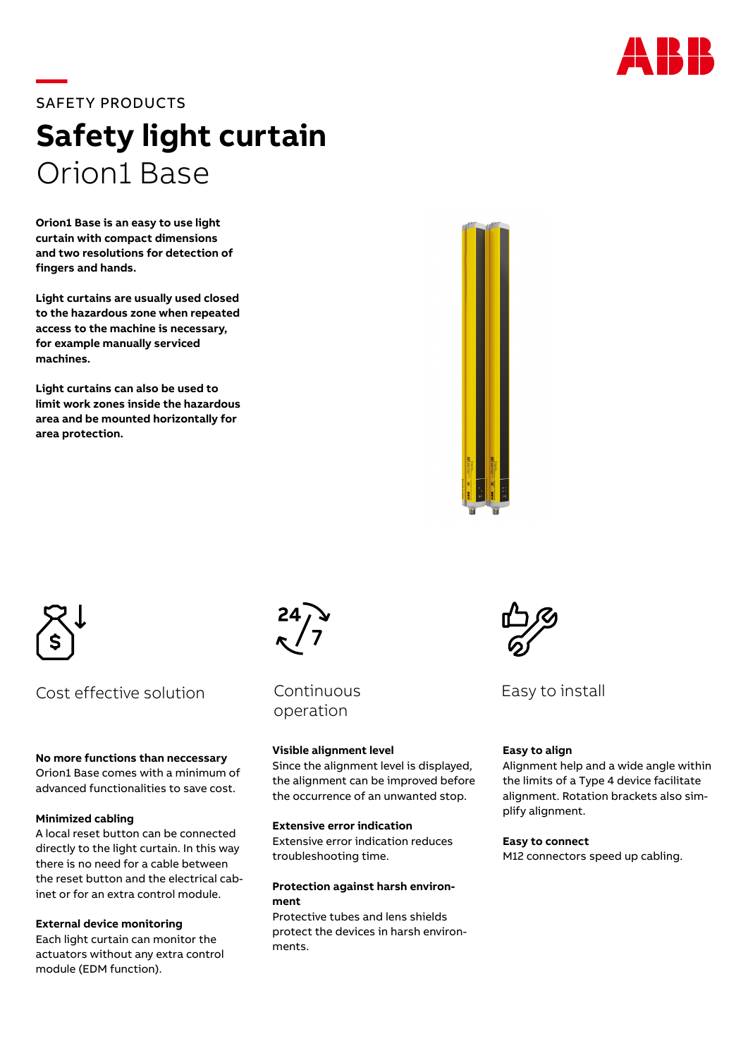SAFETY PRODUCTS

# Safety light curtain

## Orion1 Base

**Orion1 Base is an easy to use light curtain with compact dimensions and two resolutions for detection of fingers and hands.**

**Light curtains are usually used closed to the hazardous zone when repeated access to the machine is necessary, for example manually serviced machines.**

**Light curtains can also be used to limit work zones inside the hazardous area and be mounted horizontally for area protection.**

### Cost effective solution

**No more functions than neccessary**
Orion1 Base comes with a minimum of advanced functionalities to save cost.

**Minimized cabling**
A local reset button can be connected directly to the light curtain. In this way there is no need for a cable between the reset button and the electrical cabinet or for an extra control module.

**External device monitoring**
Each light curtain can monitor the actuators without any extra control module (EDM function).

### Continuous operation

**Visible alignment level**
Since the alignment level is displayed, the alignment can be improved before the occurrence of an unwanted stop.

**Extensive error indication**
Extensive error indication reduces troubleshooting time.

**Protection against harsh environment**
Protective tubes and lens shields protect the devices in harsh environments.

### Easy to install

**Easy to align**
Alignment help and a wide angle within the limits of a Type 4 device facilitate alignment. Rotation brackets also simplify alignment.

**Easy to connect**
M12 connectors speed up cabling.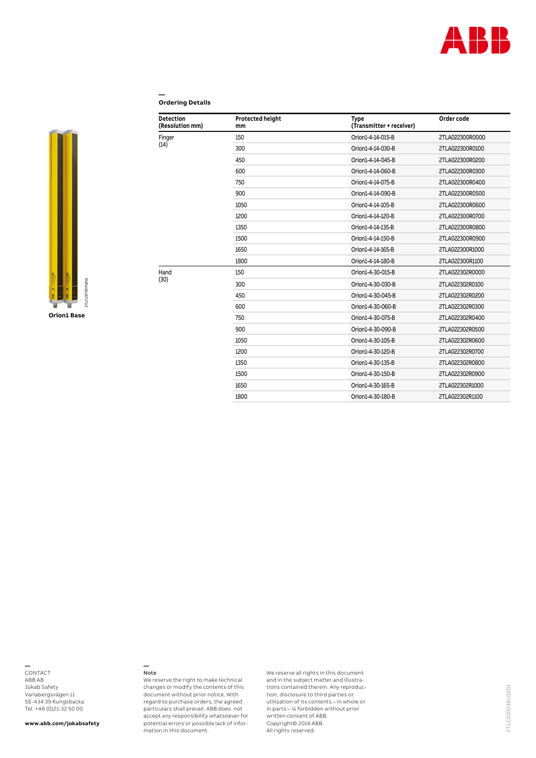## Ordering Details

| Detection (Resolution mm) | Protected height mm | Type (Transmitter + receiver) | Order code |
|---|---|---|---|
| Finger (14) | 150 | Orion1-4-14-015-B | 2TLA022300R0000 |
| | 300 | Orion1-4-14-030-B | 2TLA022300R0100 |
| | 450 | Orion1-4-14-045-B | 2TLA022300R0200 |
| | 600 | Orion1-4-14-060-B | 2TLA022300R0300 |
| | 750 | Orion1-4-14-075-B | 2TLA022300R0400 |
| | 900 | Orion1-4-14-090-B | 2TLA022300R0500 |
| | 1050 | Orion1-4-14-105-B | 2TLA022300R0600 |
| | 1200 | Orion1-4-14-120-B | 2TLA022300R0700 |
| | 1350 | Orion1-4-14-135-B | 2TLA022300R0800 |
| | 1500 | Orion1-4-14-150-B | 2TLA022300R0900 |
| | 1650 | Orion1-4-14-165-B | 2TLA022300R1000 |
| | 1800 | Orion1-4-14-180-B | 2TLA022300R1100 |
| Hand (30) | 150 | Orion1-4-30-015-B | 2TLA022302R0000 |
| | 300 | Orion1-4-30-030-B | 2TLA022302R0100 |
| | 450 | Orion1-4-30-045-B | 2TLA022302R0200 |
| | 600 | Orion1-4-30-060-B | 2TLA022302R0300 |
| | 750 | Orion1-4-30-075-B | 2TLA022302R0400 |
| | 900 | Orion1-4-30-090-B | 2TLA022302R0500 |
| | 1050 | Orion1-4-30-105-B | 2TLA022302R0600 |
| | 1200 | Orion1-4-30-120-B | 2TLA022302R0700 |
| | 1350 | Orion1-4-30-135-B | 2TLA022302R0800 |
| | 1500 | Orion1-4-30-150-B | 2TLA022302R0900 |
| | 1650 | Orion1-4-30-165-B | 2TLA022302R1000 |
| | 1800 | Orion1-4-30-180-B | 2TLA022302R1100 |

2TLC172787F0201

**Orion1 Base**

CONTACT
ABB AB
Jokab Safety
Varlabergsvägen 11
SE-434 39 Kungsbacka
Tel. +46 (0)21-32 50 00

**www.abb.com/jokabsafety**

Note
We reserve the right to make technical changes or modify the contents of this document without prior notice. With regard to purchase orders, the agreed particulars shall prevail. ABB does not accept any responsibility whatsoever for potential errors or possible lack of information in this document.

We reserve all rights in this document and in the subject matter and illustrations contained therein. Any reproduction, disclosure to third parties or utilization of its contents – in whole or in parts – is forbidden without prior written consent of ABB.
Copyright© 2018 ABB.
All rights reserved.

2TLC010038L0201